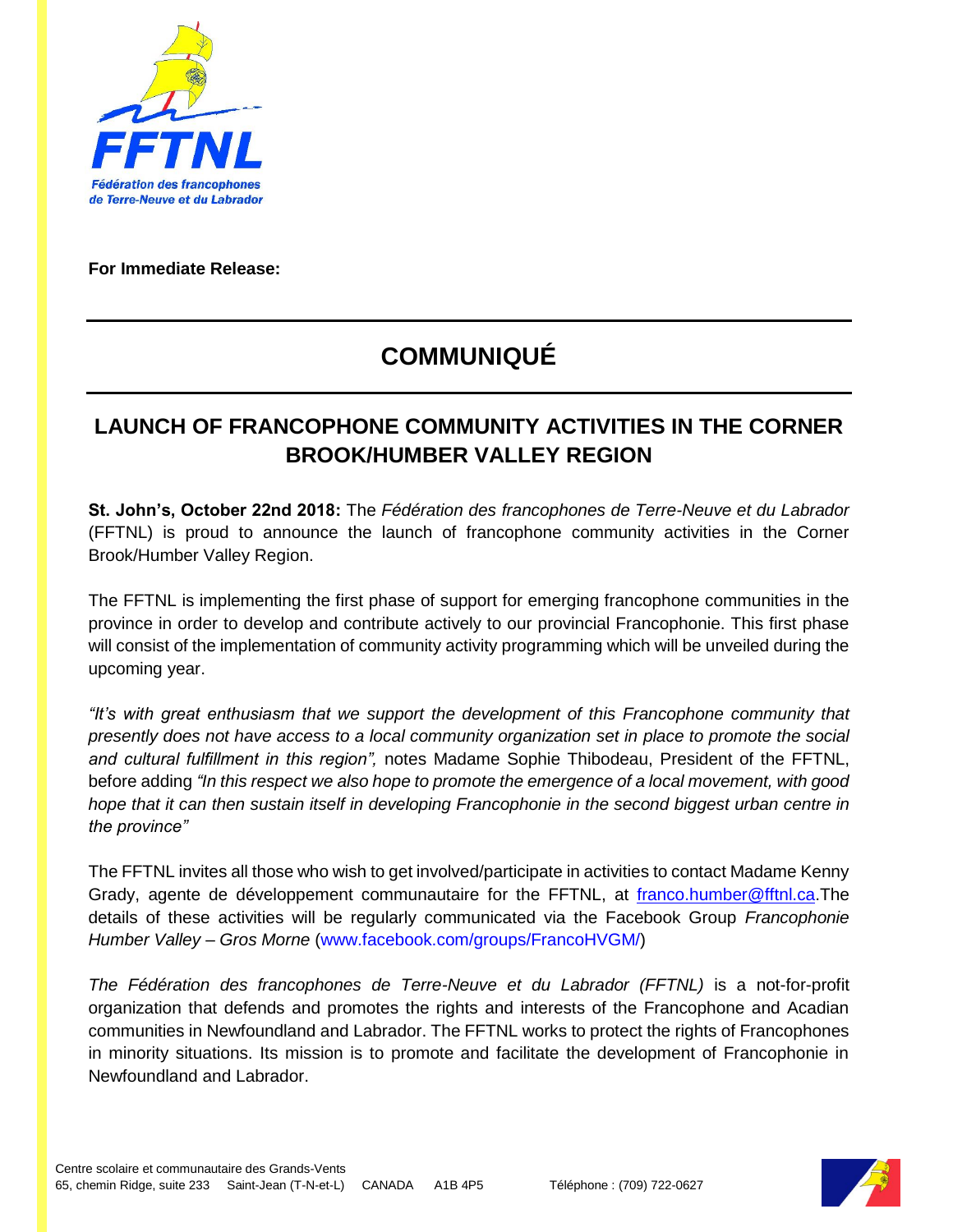**For Immediate Release:**

# COMMUNIQUÉ

## LAUNCH OF FRANCOPHONE COMMUNITY ACTIVITIES IN THE CORNER BROOK/HUMBER VALLEY REGION

**St. John's, October 22nd 2018:** The *Fédération des francophones de Terre-Neuve et du Labrador* (FFTNL) is proud to announce the launch of francophone community activities in the Corner Brook/Humber Valley Region.

The FFTNL is implementing the first phase of support for emerging francophone communities in the province in order to develop and contribute actively to our provincial Francophonie. This first phase will consist of the implementation of community activity programming which will be unveiled during the upcoming year.

*"It's with great enthusiasm that we support the development of this Francophone community that presently does not have access to a local community organization set in place to promote the social and cultural fulfillment in this region",* notes Madame Sophie Thibodeau, President of the FFTNL, before adding *"In this respect we also hope to promote the emergence of a local movement, with good hope that it can then sustain itself in developing Francophonie in the second biggest urban centre in the province"*

The FFTNL invites all those who wish to get involved/participate in activities to contact Madame Kenny Grady, agente de développement communautaire for the FFTNL, at franco.humber@fftnl.ca.The details of these activities will be regularly communicated via the Facebook Group *Francophonie Humber Valley – Gros Morne* (www.facebook.com/groups/FrancoHVGM/)

*The Fédération des francophones de Terre-Neuve et du Labrador (FFTNL)* is a not-for-profit organization that defends and promotes the rights and interests of the Francophone and Acadian communities in Newfoundland and Labrador. The FFTNL works to protect the rights of Francophones in minority situations. Its mission is to promote and facilitate the development of Francophonie in Newfoundland and Labrador.

Centre scolaire et communautaire des Grands-Vents
65, chemin Ridge, suite 233 Saint-Jean (T-N-et-L) CANADA A1B 4P5 Téléphone : (709) 722-0627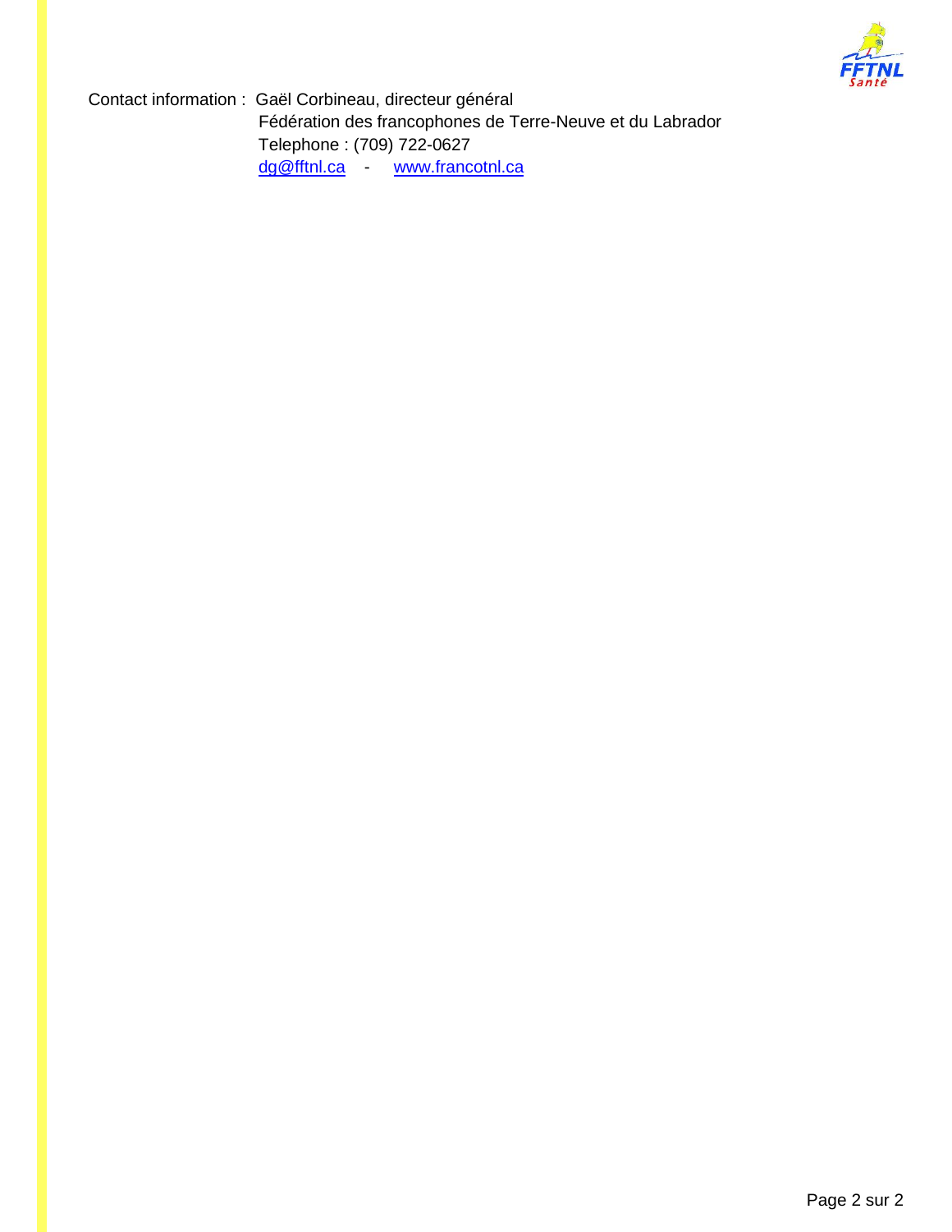Contact information : Gaël Corbineau, directeur général
Fédération des francophones de Terre-Neuve et du Labrador
Telephone : (709) 722-0627
dg@fftnl.ca - www.francotnl.ca